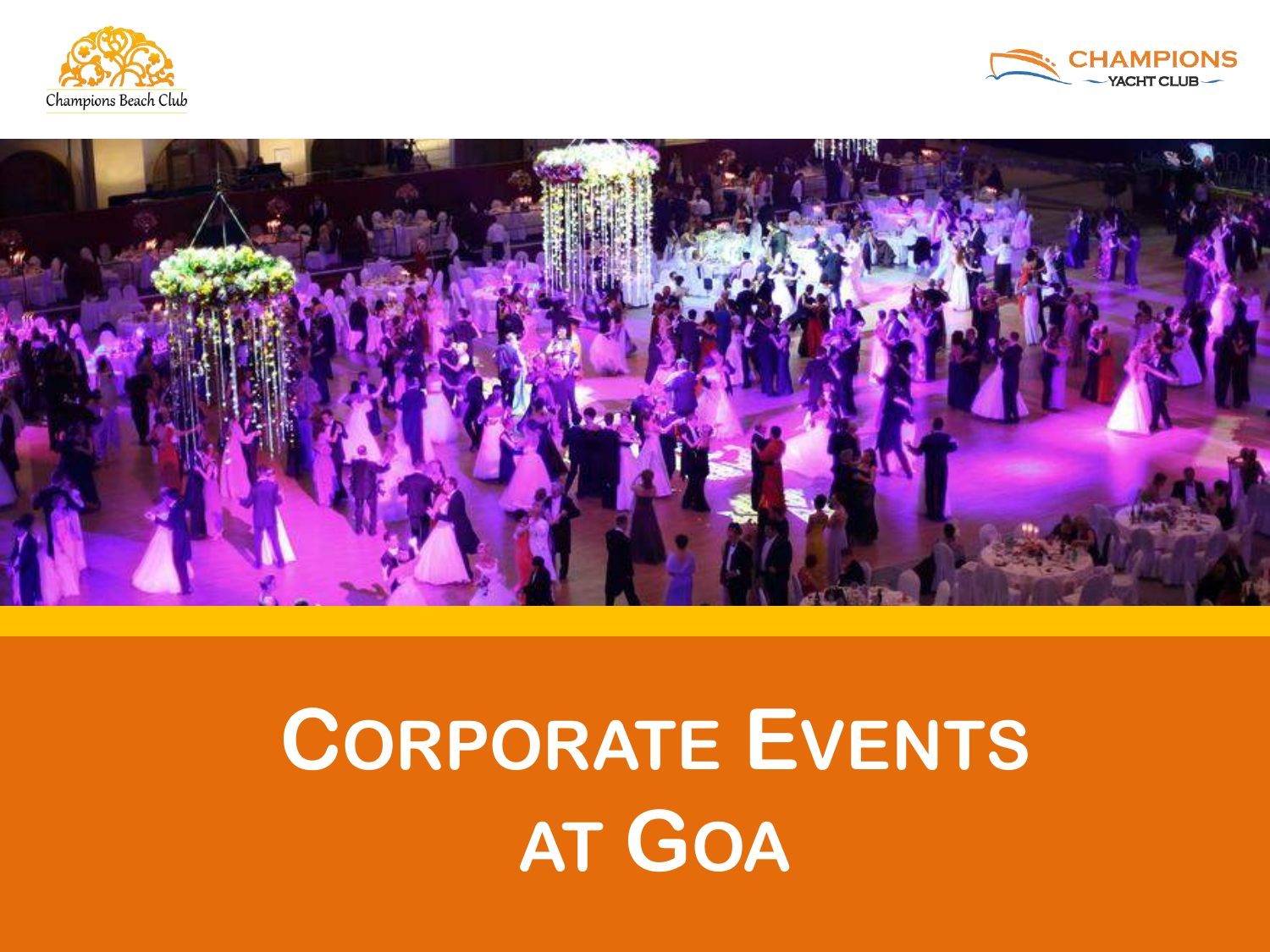Champions Beach Club

CHAMPIONS YACHT CLUB

# Corporate Events at Goa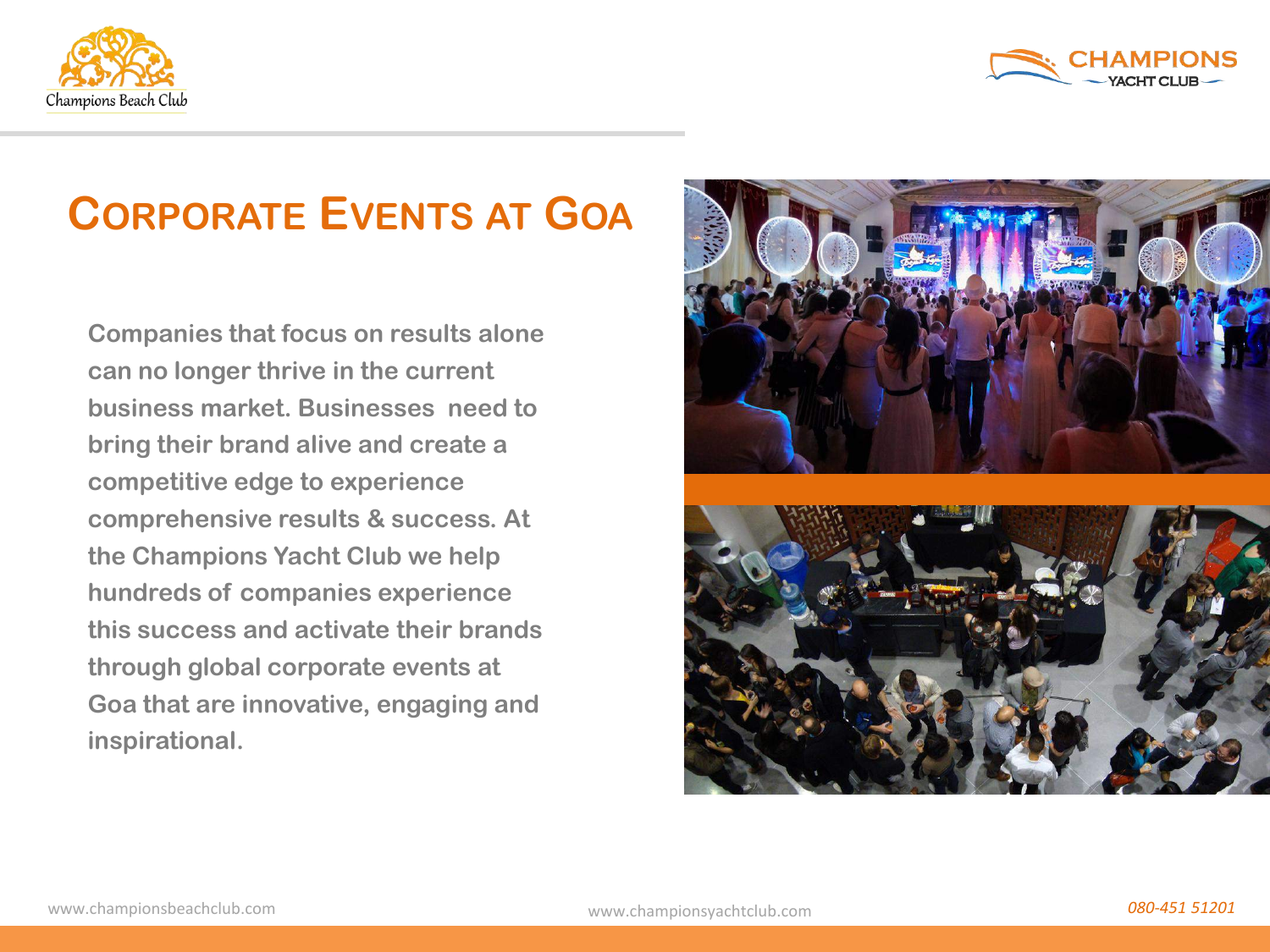# Corporate Events at Goa

**Companies that focus on results alone can no longer thrive in the current business market. Businesses need to bring their brand alive and create a competitive edge to experience comprehensive results & success. At the Champions Yacht Club we help hundreds of companies experience this success and activate their brands through global corporate events at Goa that are innovative, engaging and inspirational.**

www.championsbeachclub.com www.championsyachtclub.com *080-451 51201*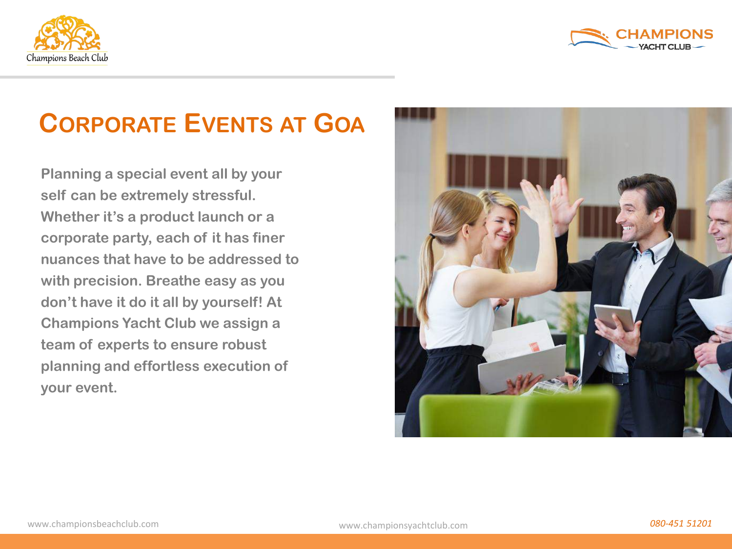# Corporate Events at Goa

Planning a special event all by your self can be extremely stressful. Whether it's a product launch or a corporate party, each of it has finer nuances that have to be addressed to with precision. Breathe easy as you don't have it do it all by yourself! At Champions Yacht Club we assign a team of experts to ensure robust planning and effortless execution of your event.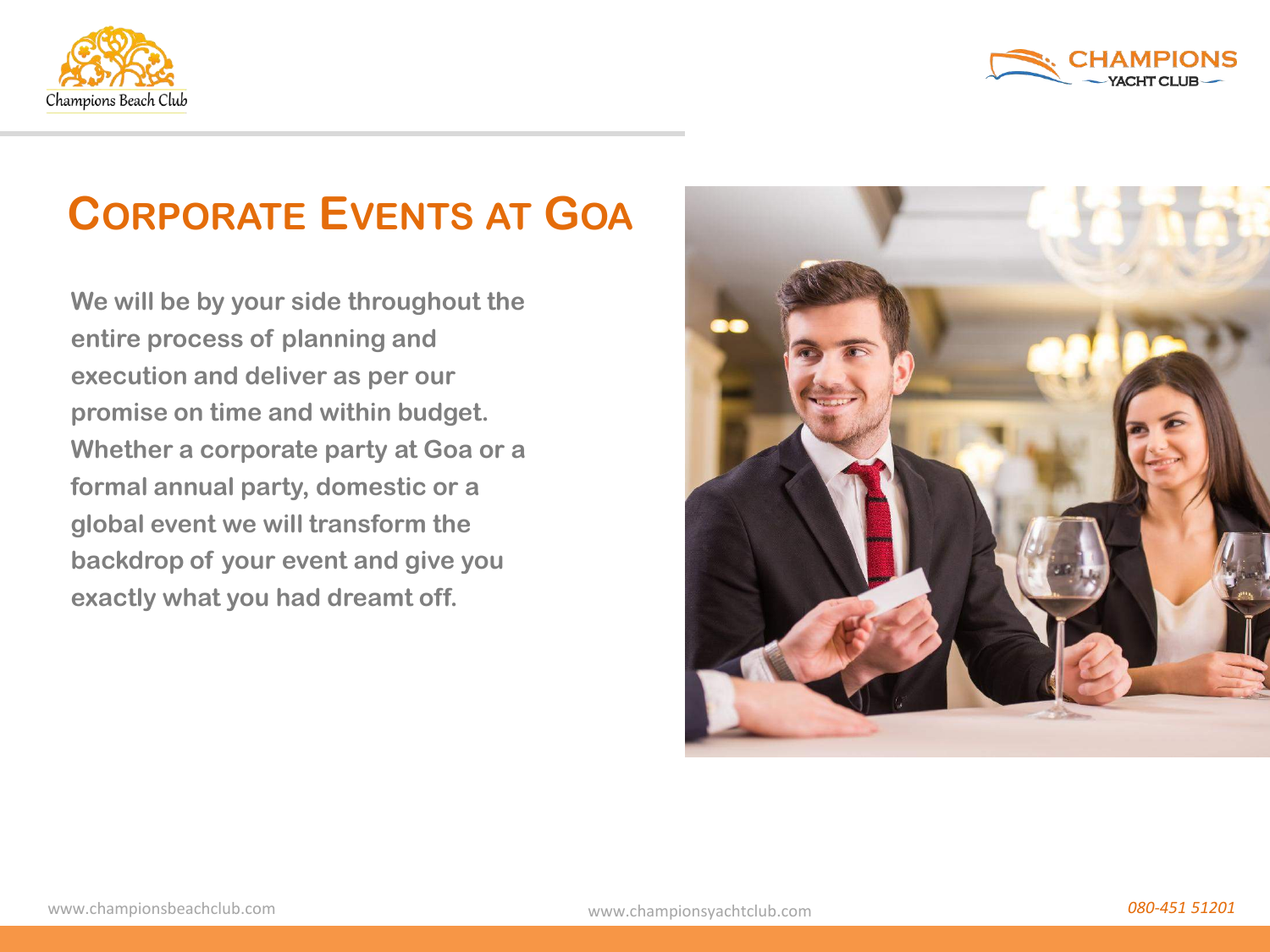# Corporate Events at Goa

**We will be by your side throughout the entire process of planning and execution and deliver as per our promise on time and within budget. Whether a corporate party at Goa or a formal annual party, domestic or a global event we will transform the backdrop of your event and give you exactly what you had dreamt off.**

www.championsbeachclub.com

www.championsyachtclub.com

*080-451 51201*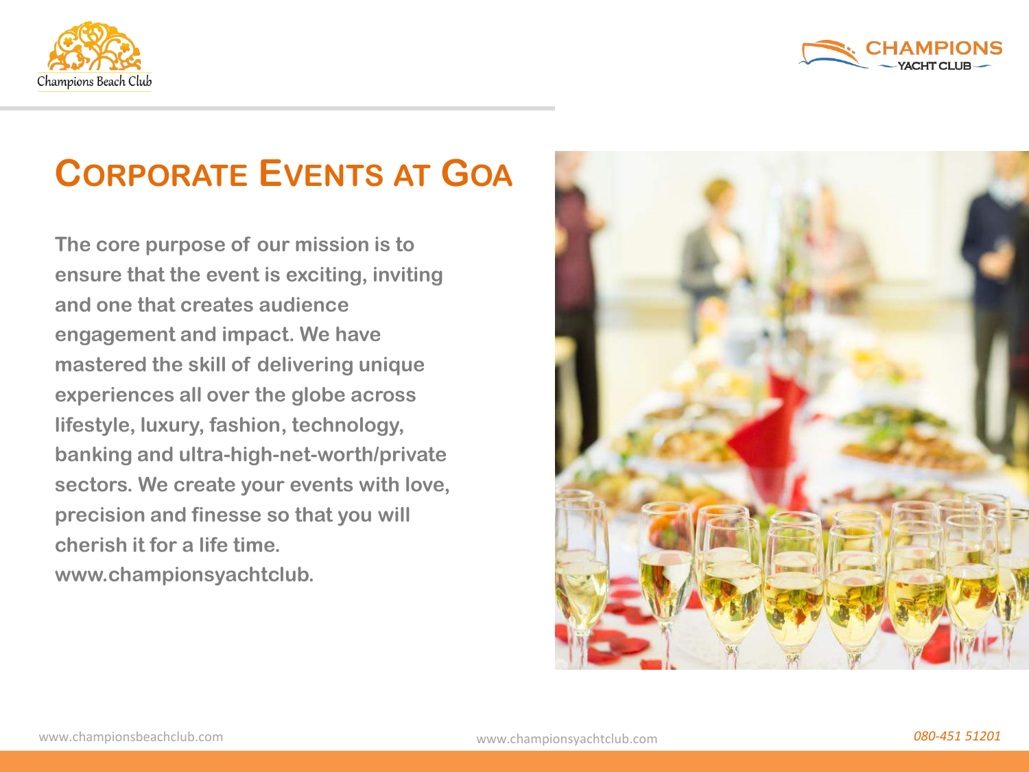# Corporate Events at Goa

**The core purpose of our mission is to ensure that the event is exciting, inviting and one that creates audience engagement and impact. We have mastered the skill of delivering unique experiences all over the globe across lifestyle, luxury, fashion, technology, banking and ultra-high-net-worth/private sectors. We create your events with love, precision and finesse so that you will cherish it for a life time. www.championsyachtclub.**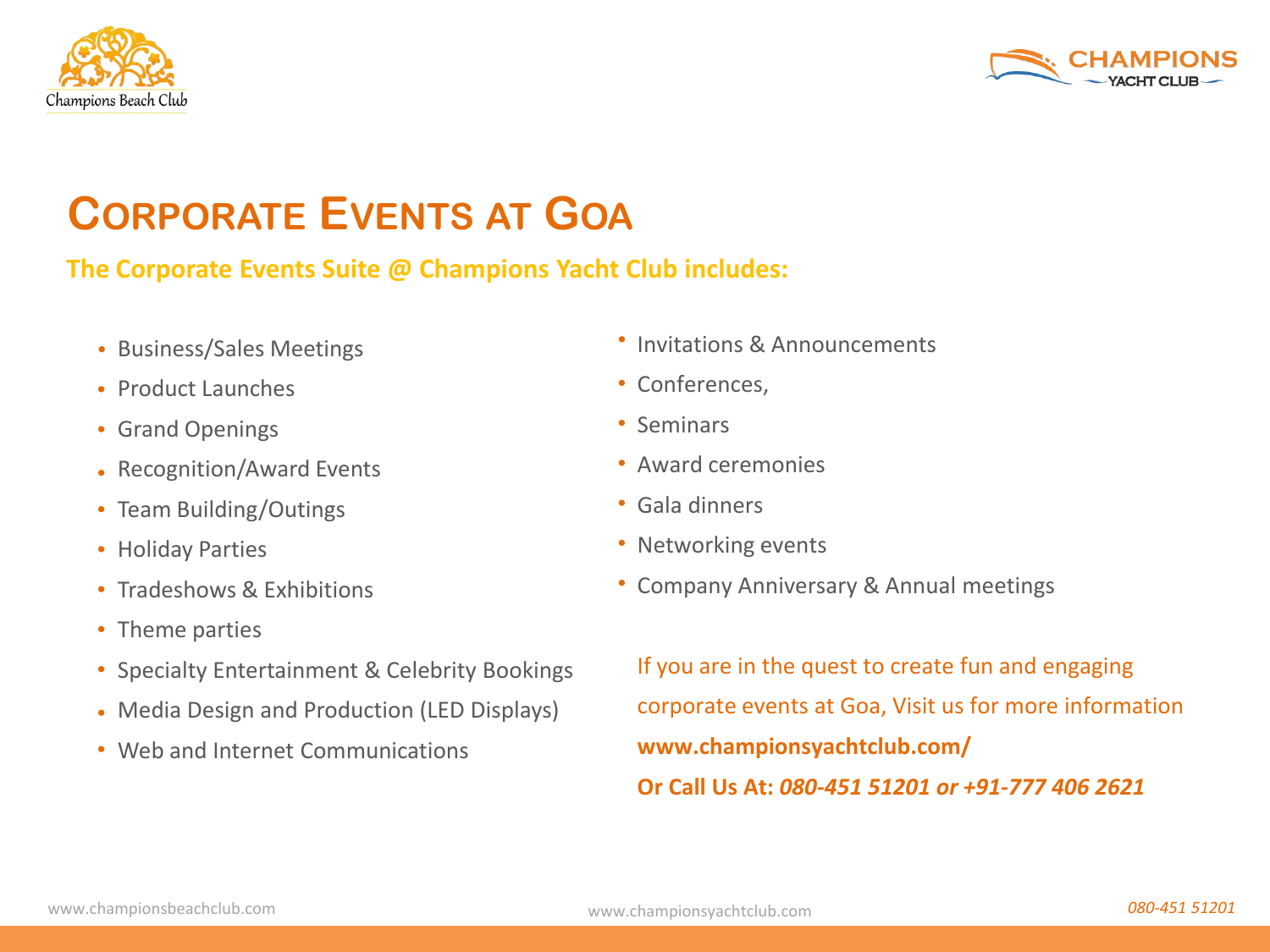# Corporate Events at Goa

**The Corporate Events Suite @ Champions Yacht Club includes:**

- Business/Sales Meetings
- Product Launches
- Grand Openings
- Recognition/Award Events
- Team Building/Outings
- Holiday Parties
- Tradeshows & Exhibitions
- Theme parties
- Specialty Entertainment & Celebrity Bookings
- Media Design and Production (LED Displays)
- Web and Internet Communications
- Invitations & Announcements
- Conferences,
- Seminars
- Award ceremonies
- Gala dinners
- Networking events
- Company Anniversary & Annual meetings

If you are in the quest to create fun and engaging corporate events at Goa, Visit us for more information

**www.championsyachtclub.com/**

**Or Call Us At:** ***080-451 51201 or +91-777 406 2621***